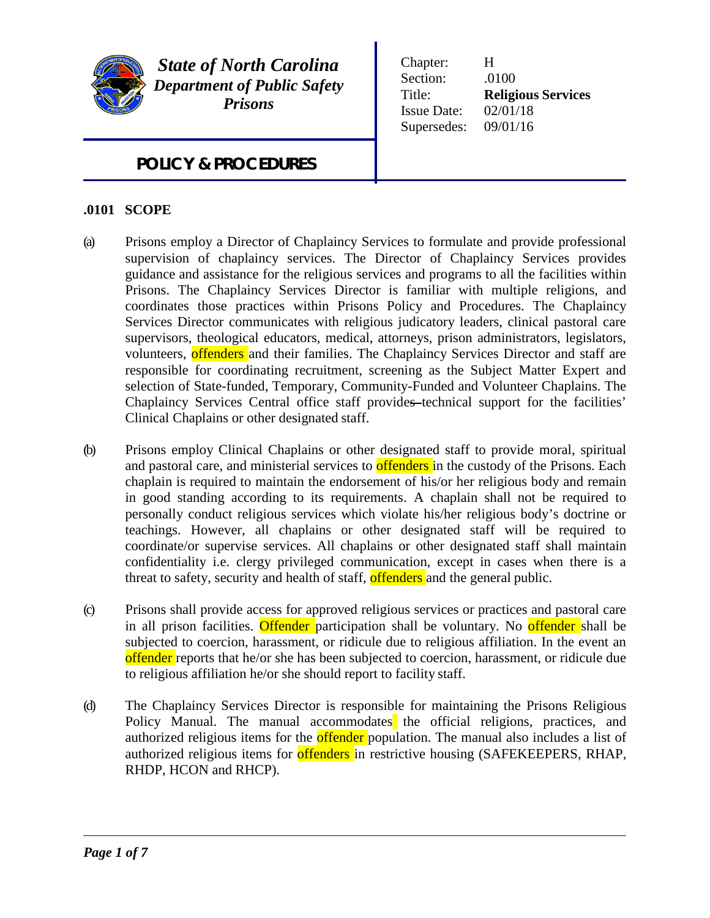***State of North Carolina***
***Department of Public Safety***
***Prisons***

| | |
|---|---|
| Chapter: | H |
| Section: | .0100 |
| Title: | **Religious Services** |
| Issue Date: | 02/01/18 |
| Supersedes: | 09/01/16 |

## POLICY & PROCEDURES

### .0101 SCOPE

(a) Prisons employ a Director of Chaplaincy Services to formulate and provide professional supervision of chaplaincy services. The Director of Chaplaincy Services provides guidance and assistance for the religious services and programs to all the facilities within Prisons. The Chaplaincy Services Director is familiar with multiple religions, and coordinates those practices within Prisons Policy and Procedures. The Chaplaincy Services Director communicates with religious judicatory leaders, clinical pastoral care supervisors, theological educators, medical, attorneys, prison administrators, legislators, volunteers, offenders and their families. The Chaplaincy Services Director and staff are responsible for coordinating recruitment, screening as the Subject Matter Expert and selection of State-funded, Temporary, Community-Funded and Volunteer Chaplains. The Chaplaincy Services Central office staff provides technical support for the facilities' Clinical Chaplains or other designated staff.

(b) Prisons employ Clinical Chaplains or other designated staff to provide moral, spiritual and pastoral care, and ministerial services to offenders in the custody of the Prisons. Each chaplain is required to maintain the endorsement of his/or her religious body and remain in good standing according to its requirements. A chaplain shall not be required to personally conduct religious services which violate his/her religious body's doctrine or teachings. However, all chaplains or other designated staff will be required to coordinate/or supervise services. All chaplains or other designated staff shall maintain confidentiality i.e. clergy privileged communication, except in cases when there is a threat to safety, security and health of staff, offenders and the general public.

(c) Prisons shall provide access for approved religious services or practices and pastoral care in all prison facilities. Offender participation shall be voluntary. No offender shall be subjected to coercion, harassment, or ridicule due to religious affiliation. In the event an offender reports that he/or she has been subjected to coercion, harassment, or ridicule due to religious affiliation he/or she should report to facility staff.

(d) The Chaplaincy Services Director is responsible for maintaining the Prisons Religious Policy Manual. The manual accommodates the official religions, practices, and authorized religious items for the offender population. The manual also includes a list of authorized religious items for offenders in restrictive housing (SAFEKEEPERS, RHAP, RHDP, HCON and RHCP).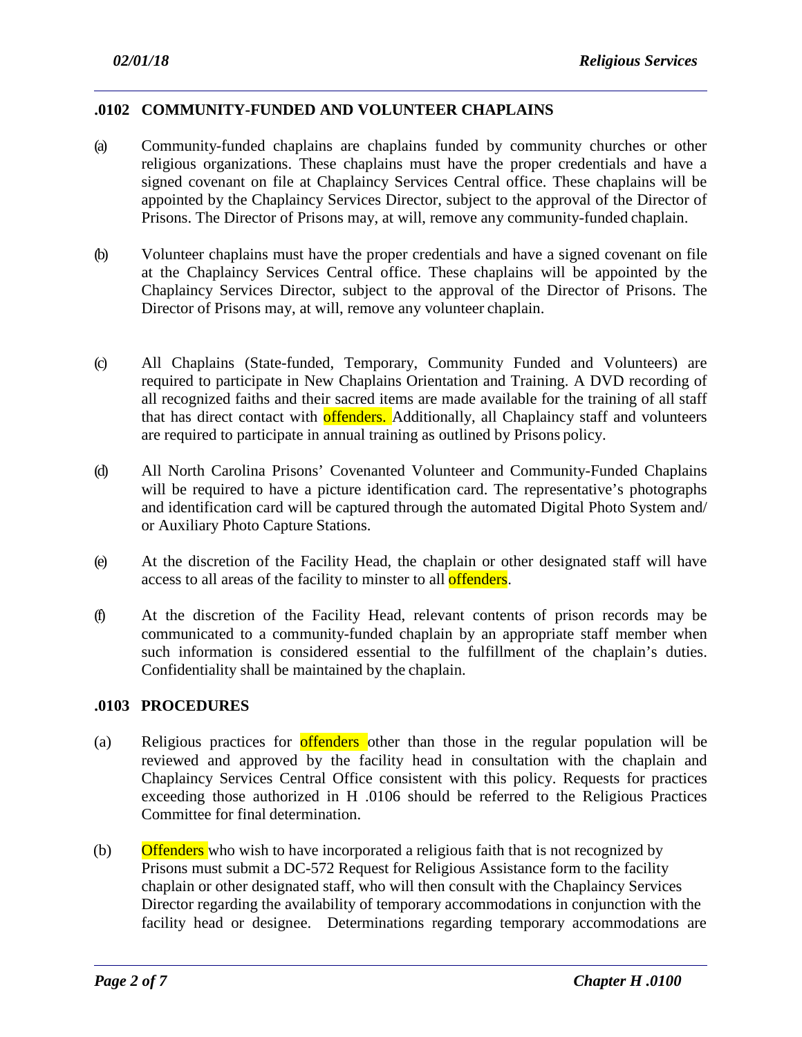## .0102 COMMUNITY-FUNDED AND VOLUNTEER CHAPLAINS

(a) Community-funded chaplains are chaplains funded by community churches or other religious organizations. These chaplains must have the proper credentials and have a signed covenant on file at Chaplaincy Services Central office. These chaplains will be appointed by the Chaplaincy Services Director, subject to the approval of the Director of Prisons. The Director of Prisons may, at will, remove any community-funded chaplain.

(b) Volunteer chaplains must have the proper credentials and have a signed covenant on file at the Chaplaincy Services Central office. These chaplains will be appointed by the Chaplaincy Services Director, subject to the approval of the Director of Prisons. The Director of Prisons may, at will, remove any volunteer chaplain.

(c) All Chaplains (State-funded, Temporary, Community Funded and Volunteers) are required to participate in New Chaplains Orientation and Training. A DVD recording of all recognized faiths and their sacred items are made available for the training of all staff that has direct contact with offenders. Additionally, all Chaplaincy staff and volunteers are required to participate in annual training as outlined by Prisons policy.

(d) All North Carolina Prisons' Covenanted Volunteer and Community-Funded Chaplains will be required to have a picture identification card. The representative's photographs and identification card will be captured through the automated Digital Photo System and/ or Auxiliary Photo Capture Stations.

(e) At the discretion of the Facility Head, the chaplain or other designated staff will have access to all areas of the facility to minster to all offenders.

(f) At the discretion of the Facility Head, relevant contents of prison records may be communicated to a community-funded chaplain by an appropriate staff member when such information is considered essential to the fulfillment of the chaplain's duties. Confidentiality shall be maintained by the chaplain.

## .0103 PROCEDURES

(a) Religious practices for offenders other than those in the regular population will be reviewed and approved by the facility head in consultation with the chaplain and Chaplaincy Services Central Office consistent with this policy. Requests for practices exceeding those authorized in H .0106 should be referred to the Religious Practices Committee for final determination.

(b) Offenders who wish to have incorporated a religious faith that is not recognized by Prisons must submit a DC-572 Request for Religious Assistance form to the facility chaplain or other designated staff, who will then consult with the Chaplaincy Services Director regarding the availability of temporary accommodations in conjunction with the facility head or designee. Determinations regarding temporary accommodations are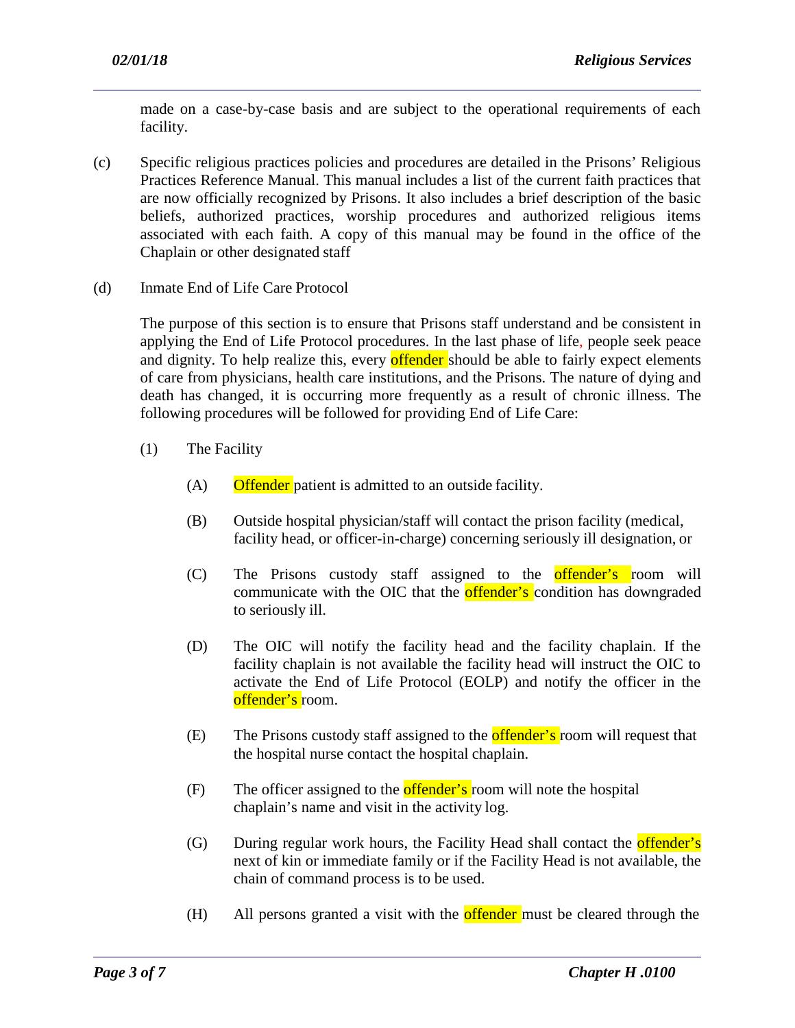made on a case-by-case basis and are subject to the operational requirements of each facility.

(c) Specific religious practices policies and procedures are detailed in the Prisons' Religious Practices Reference Manual. This manual includes a list of the current faith practices that are now officially recognized by Prisons. It also includes a brief description of the basic beliefs, authorized practices, worship procedures and authorized religious items associated with each faith. A copy of this manual may be found in the office of the Chaplain or other designated staff

(d) Inmate End of Life Care Protocol

The purpose of this section is to ensure that Prisons staff understand and be consistent in applying the End of Life Protocol procedures. In the last phase of life, people seek peace and dignity. To help realize this, every offender should be able to fairly expect elements of care from physicians, health care institutions, and the Prisons. The nature of dying and death has changed, it is occurring more frequently as a result of chronic illness. The following procedures will be followed for providing End of Life Care:

(1) The Facility

(A) Offender patient is admitted to an outside facility.

(B) Outside hospital physician/staff will contact the prison facility (medical, facility head, or officer-in-charge) concerning seriously ill designation, or

(C) The Prisons custody staff assigned to the offender's room will communicate with the OIC that the offender's condition has downgraded to seriously ill.

(D) The OIC will notify the facility head and the facility chaplain. If the facility chaplain is not available the facility head will instruct the OIC to activate the End of Life Protocol (EOLP) and notify the officer in the offender's room.

(E) The Prisons custody staff assigned to the offender's room will request that the hospital nurse contact the hospital chaplain.

(F) The officer assigned to the offender's room will note the hospital chaplain's name and visit in the activity log.

(G) During regular work hours, the Facility Head shall contact the offender's next of kin or immediate family or if the Facility Head is not available, the chain of command process is to be used.

(H) All persons granted a visit with the offender must be cleared through the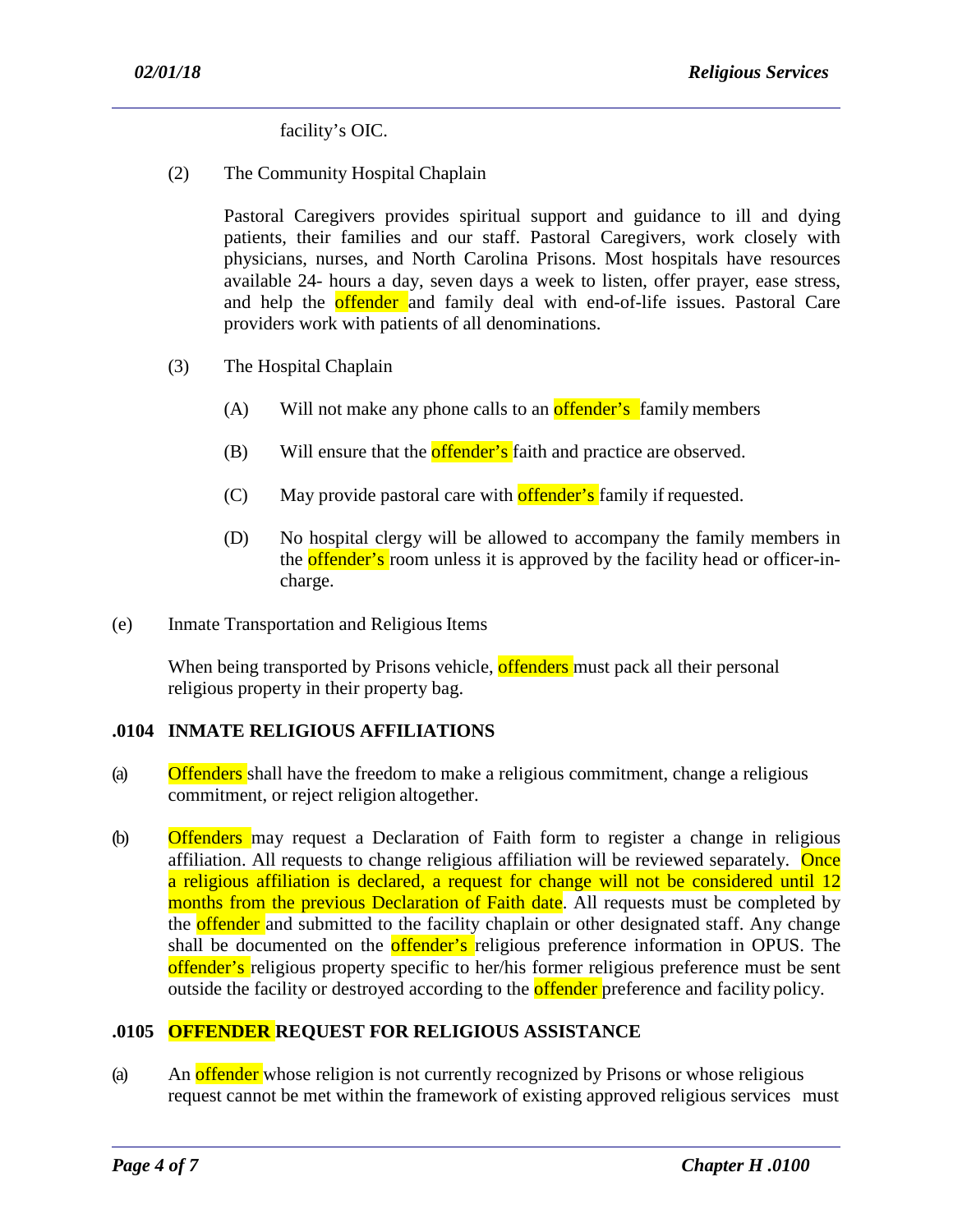facility's OIC.

(2) The Community Hospital Chaplain

Pastoral Caregivers provides spiritual support and guidance to ill and dying patients, their families and our staff. Pastoral Caregivers, work closely with physicians, nurses, and North Carolina Prisons. Most hospitals have resources available 24- hours a day, seven days a week to listen, offer prayer, ease stress, and help the offender and family deal with end-of-life issues. Pastoral Care providers work with patients of all denominations.

(3) The Hospital Chaplain

(A) Will not make any phone calls to an offender's family members

(B) Will ensure that the offender's faith and practice are observed.

(C) May provide pastoral care with offender's family if requested.

(D) No hospital clergy will be allowed to accompany the family members in the offender's room unless it is approved by the facility head or officer-in-charge.

(e) Inmate Transportation and Religious Items

When being transported by Prisons vehicle, offenders must pack all their personal religious property in their property bag.

### .0104 INMATE RELIGIOUS AFFILIATIONS

(a) Offenders shall have the freedom to make a religious commitment, change a religious commitment, or reject religion altogether.

(b) Offenders may request a Declaration of Faith form to register a change in religious affiliation. All requests to change religious affiliation will be reviewed separately. Once a religious affiliation is declared, a request for change will not be considered until 12 months from the previous Declaration of Faith date. All requests must be completed by the offender and submitted to the facility chaplain or other designated staff. Any change shall be documented on the offender's religious preference information in OPUS. The offender's religious property specific to her/his former religious preference must be sent outside the facility or destroyed according to the offender preference and facility policy.

### .0105 OFFENDER REQUEST FOR RELIGIOUS ASSISTANCE

(a) An offender whose religion is not currently recognized by Prisons or whose religious request cannot be met within the framework of existing approved religious services must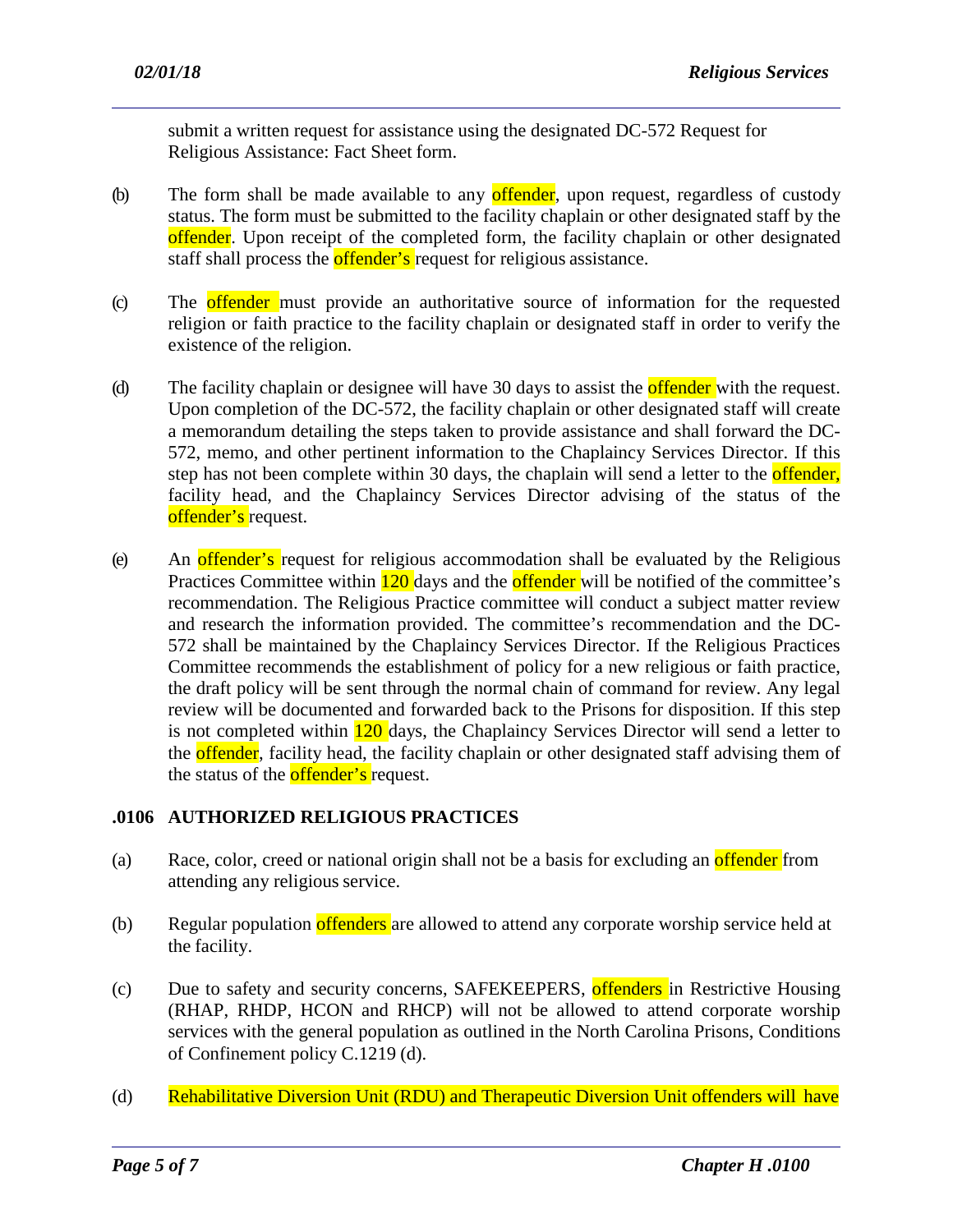submit a written request for assistance using the designated DC-572 Request for Religious Assistance: Fact Sheet form.

(b) The form shall be made available to any offender, upon request, regardless of custody status. The form must be submitted to the facility chaplain or other designated staff by the offender. Upon receipt of the completed form, the facility chaplain or other designated staff shall process the offender's request for religious assistance.

(c) The offender must provide an authoritative source of information for the requested religion or faith practice to the facility chaplain or designated staff in order to verify the existence of the religion.

(d) The facility chaplain or designee will have 30 days to assist the offender with the request. Upon completion of the DC-572, the facility chaplain or other designated staff will create a memorandum detailing the steps taken to provide assistance and shall forward the DC-572, memo, and other pertinent information to the Chaplaincy Services Director. If this step has not been complete within 30 days, the chaplain will send a letter to the offender, facility head, and the Chaplaincy Services Director advising of the status of the offender's request.

(e) An offender's request for religious accommodation shall be evaluated by the Religious Practices Committee within 120 days and the offender will be notified of the committee's recommendation. The Religious Practice committee will conduct a subject matter review and research the information provided. The committee's recommendation and the DC-572 shall be maintained by the Chaplaincy Services Director. If the Religious Practices Committee recommends the establishment of policy for a new religious or faith practice, the draft policy will be sent through the normal chain of command for review. Any legal review will be documented and forwarded back to the Prisons for disposition. If this step is not completed within 120 days, the Chaplaincy Services Director will send a letter to the offender, facility head, the facility chaplain or other designated staff advising them of the status of the offender's request.

## .0106 AUTHORIZED RELIGIOUS PRACTICES

(a) Race, color, creed or national origin shall not be a basis for excluding an offender from attending any religious service.

(b) Regular population offenders are allowed to attend any corporate worship service held at the facility.

(c) Due to safety and security concerns, SAFEKEEPERS, offenders in Restrictive Housing (RHAP, RHDP, HCON and RHCP) will not be allowed to attend corporate worship services with the general population as outlined in the North Carolina Prisons, Conditions of Confinement policy C.1219 (d).

(d) Rehabilitative Diversion Unit (RDU) and Therapeutic Diversion Unit offenders will have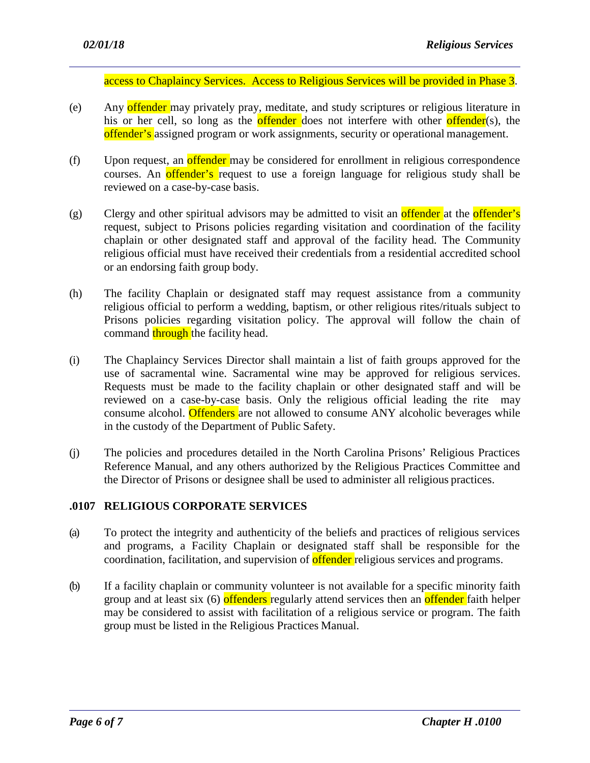access to Chaplaincy Services. Access to Religious Services will be provided in Phase 3.

(e) Any offender may privately pray, meditate, and study scriptures or religious literature in his or her cell, so long as the offender does not interfere with other offender(s), the offender's assigned program or work assignments, security or operational management.

(f) Upon request, an offender may be considered for enrollment in religious correspondence courses. An offender's request to use a foreign language for religious study shall be reviewed on a case-by-case basis.

(g) Clergy and other spiritual advisors may be admitted to visit an offender at the offender's request, subject to Prisons policies regarding visitation and coordination of the facility chaplain or other designated staff and approval of the facility head. The Community religious official must have received their credentials from a residential accredited school or an endorsing faith group body.

(h) The facility Chaplain or designated staff may request assistance from a community religious official to perform a wedding, baptism, or other religious rites/rituals subject to Prisons policies regarding visitation policy. The approval will follow the chain of command through the facility head.

(i) The Chaplaincy Services Director shall maintain a list of faith groups approved for the use of sacramental wine. Sacramental wine may be approved for religious services. Requests must be made to the facility chaplain or other designated staff and will be reviewed on a case-by-case basis. Only the religious official leading the rite may consume alcohol. Offenders are not allowed to consume ANY alcoholic beverages while in the custody of the Department of Public Safety.

(j) The policies and procedures detailed in the North Carolina Prisons' Religious Practices Reference Manual, and any others authorized by the Religious Practices Committee and the Director of Prisons or designee shall be used to administer all religious practices.

## .0107 RELIGIOUS CORPORATE SERVICES

(a) To protect the integrity and authenticity of the beliefs and practices of religious services and programs, a Facility Chaplain or designated staff shall be responsible for the coordination, facilitation, and supervision of offender religious services and programs.

(b) If a facility chaplain or community volunteer is not available for a specific minority faith group and at least six (6) offenders regularly attend services then an offender faith helper may be considered to assist with facilitation of a religious service or program. The faith group must be listed in the Religious Practices Manual.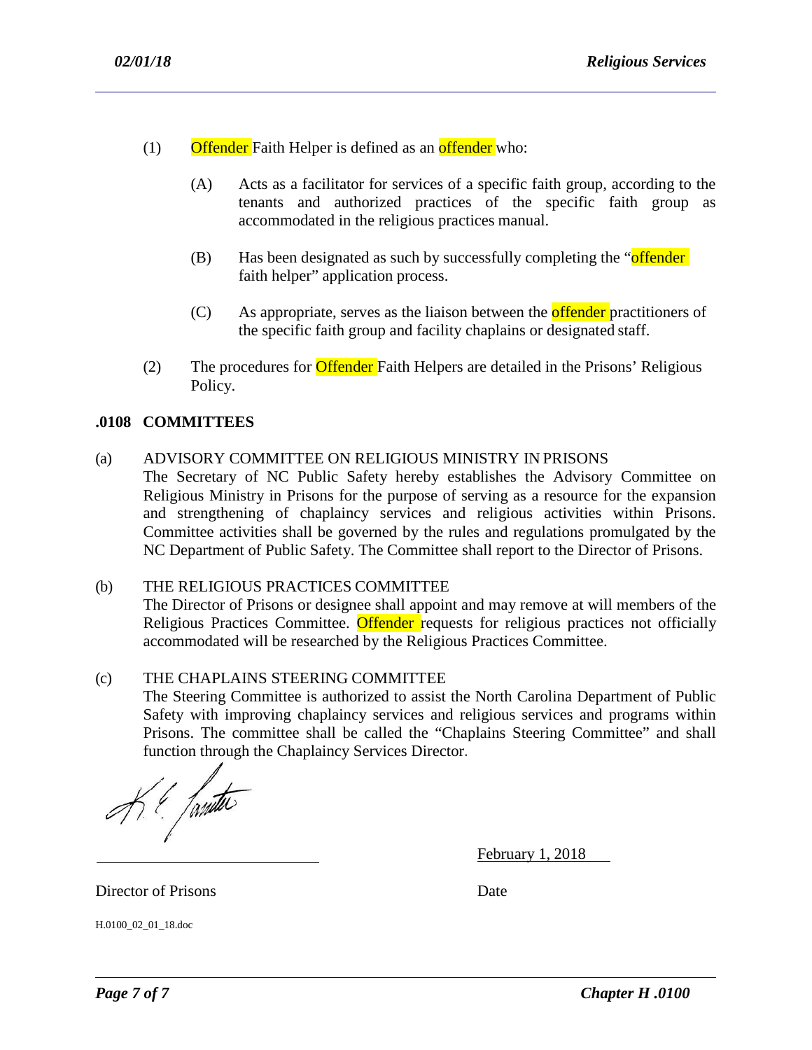(1) Offender Faith Helper is defined as an offender who:

  (A) Acts as a facilitator for services of a specific faith group, according to the tenants and authorized practices of the specific faith group as accommodated in the religious practices manual.

  (B) Has been designated as such by successfully completing the "offender faith helper" application process.

  (C) As appropriate, serves as the liaison between the offender practitioners of the specific faith group and facility chaplains or designated staff.

(2) The procedures for Offender Faith Helpers are detailed in the Prisons' Religious Policy.

## .0108 COMMITTEES

(a) ADVISORY COMMITTEE ON RELIGIOUS MINISTRY IN PRISONS
The Secretary of NC Public Safety hereby establishes the Advisory Committee on Religious Ministry in Prisons for the purpose of serving as a resource for the expansion and strengthening of chaplaincy services and religious activities within Prisons. Committee activities shall be governed by the rules and regulations promulgated by the NC Department of Public Safety. The Committee shall report to the Director of Prisons.

(b) THE RELIGIOUS PRACTICES COMMITTEE
The Director of Prisons or designee shall appoint and may remove at will members of the Religious Practices Committee. Offender requests for religious practices not officially accommodated will be researched by the Religious Practices Committee.

(c) THE CHAPLAINS STEERING COMMITTEE
The Steering Committee is authorized to assist the North Carolina Department of Public Safety with improving chaplaincy services and religious services and programs within Prisons. The committee shall be called the "Chaplains Steering Committee" and shall function through the Chaplaincy Services Director.

Director of Prisons — Date: February 1, 2018

H.0100_02_01_18.doc